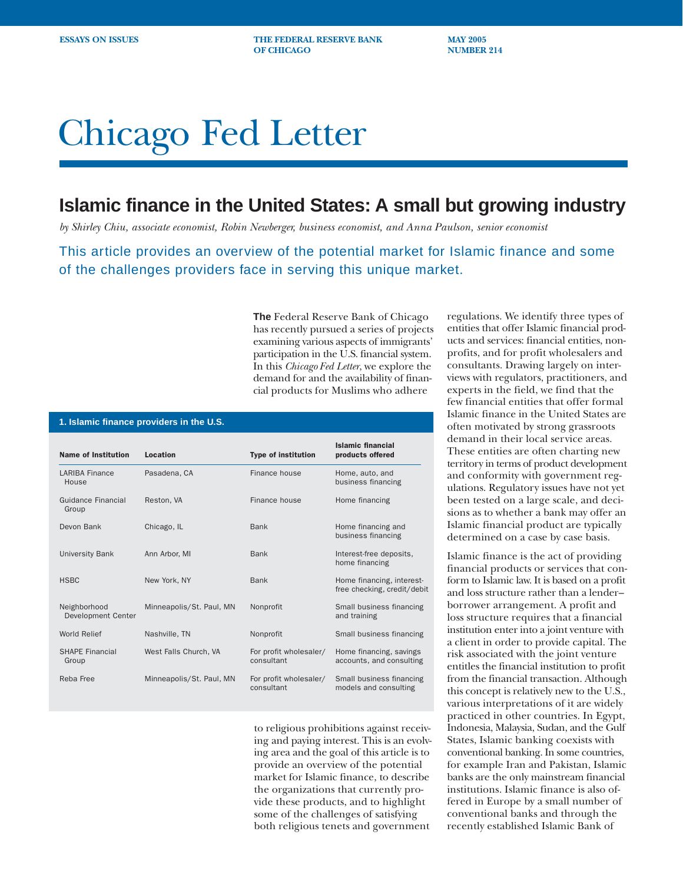ESSAYS ON ISSUES | THE FEDERAL RESERVE BANK OF CHICAGO | MAY 2005 NUMBER 214

# Chicago Fed Letter

## Islamic finance in the United States: A small but growing industry

*by Shirley Chiu, associate economist, Robin Newberger, business economist, and Anna Paulson, senior economist*

This article provides an overview of the potential market for Islamic finance and some of the challenges providers face in serving this unique market.

**The** Federal Reserve Bank of Chicago has recently pursued a series of projects examining various aspects of immigrants' participation in the U.S. financial system. In this *Chicago Fed Letter*, we explore the demand for and the availability of financial products for Muslims who adhere to religious prohibitions against receiving and paying interest. This is an evolving area and the goal of this article is to provide an overview of the potential market for Islamic finance, to describe the organizations that currently provide these products, and to highlight some of the challenges of satisfying both religious tenets and government regulations. We identify three types of entities that offer Islamic financial products and services: financial entities, nonprofits, and for profit wholesalers and consultants. Drawing largely on interviews with regulators, practitioners, and experts in the field, we find that the few financial entities that offer formal Islamic finance in the United States are often motivated by strong grassroots demand in their local service areas. These entities are often charting new territory in terms of product development and conformity with government regulations. Regulatory issues have not yet been tested on a large scale, and decisions as to whether a bank may offer an Islamic financial product are typically determined on a case by case basis.

**1. Islamic finance providers in the U.S.**

| Name of Institution | Location | Type of institution | Islamic financial products offered |
|---|---|---|---|
| LARIBA Finance House | Pasadena, CA | Finance house | Home, auto, and business financing |
| Guidance Financial Group | Reston, VA | Finance house | Home financing |
| Devon Bank | Chicago, IL | Bank | Home financing and business financing |
| University Bank | Ann Arbor, MI | Bank | Interest-free deposits, home financing |
| HSBC | New York, NY | Bank | Home financing, interest-free checking, credit/debit |
| Neighborhood Development Center | Minneapolis/St. Paul, MN | Nonprofit | Small business financing and training |
| World Relief | Nashville, TN | Nonprofit | Small business financing |
| SHAPE Financial Group | West Falls Church, VA | For profit wholesaler/ consultant | Home financing, savings accounts, and consulting |
| Reba Free | Minneapolis/St. Paul, MN | For profit wholesaler/ consultant | Small business financing models and consulting |

Islamic finance is the act of providing financial products or services that conform to Islamic law. It is based on a profit and loss structure rather than a lender–borrower arrangement. A profit and loss structure requires that a financial institution enter into a joint venture with a client in order to provide capital. The risk associated with the joint venture entitles the financial institution to profit from the financial transaction. Although this concept is relatively new to the U.S., various interpretations of it are widely practiced in other countries. In Egypt, Indonesia, Malaysia, Sudan, and the Gulf States, Islamic banking coexists with conventional banking. In some countries, for example Iran and Pakistan, Islamic banks are the only mainstream financial institutions. Islamic finance is also offered in Europe by a small number of conventional banks and through the recently established Islamic Bank of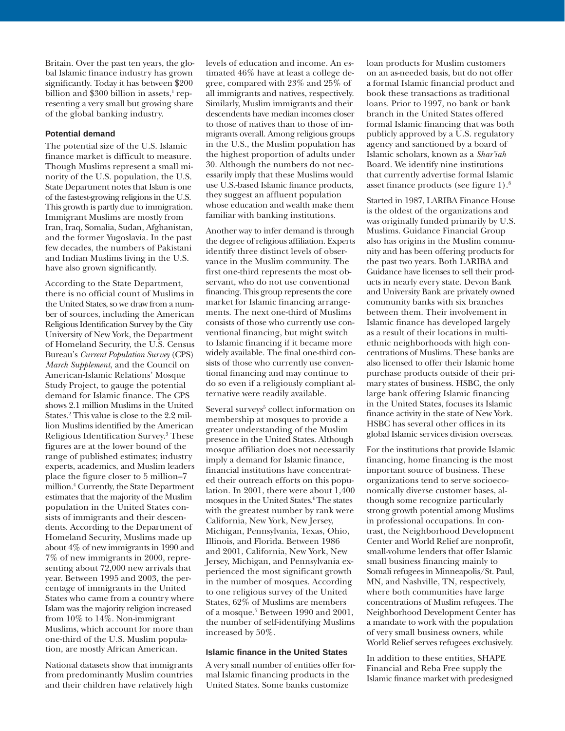Britain. Over the past ten years, the global Islamic finance industry has grown significantly. Today it has between $200 billion and $300 billion in assets,[1] representing a very small but growing share of the global banking industry.

### Potential demand

The potential size of the U.S. Islamic finance market is difficult to measure. Though Muslims represent a small minority of the U.S. population, the U.S. State Department notes that Islam is one of the fastest-growing religions in the U.S. This growth is partly due to immigration. Immigrant Muslims are mostly from Iran, Iraq, Somalia, Sudan, Afghanistan, and the former Yugoslavia. In the past few decades, the numbers of Pakistani and Indian Muslims living in the U.S. have also grown significantly.

According to the State Department, there is no official count of Muslims in the United States, so we draw from a number of sources, including the American Religious Identification Survey by the City University of New York, the Department of Homeland Security, the U.S. Census Bureau's *Current Population Survey* (CPS) *March Supplement*, and the Council on American-Islamic Relations' Mosque Study Project, to gauge the potential demand for Islamic finance. The CPS shows 2.1 million Muslims in the United States.[2] This value is close to the 2.2 million Muslims identified by the American Religious Identification Survey.[3] These figures are at the lower bound of the range of published estimates; industry experts, academics, and Muslim leaders place the figure closer to 5 million–7 million.[4] Currently, the State Department estimates that the majority of the Muslim population in the United States consists of immigrants and their descendents. According to the Department of Homeland Security, Muslims made up about 4% of new immigrants in 1990 and 7% of new immigrants in 2000, representing about 72,000 new arrivals that year. Between 1995 and 2003, the percentage of immigrants in the United States who came from a country where Islam was the majority religion increased from 10% to 14%. Non-immigrant Muslims, which account for more than one-third of the U.S. Muslim population, are mostly African American.

National datasets show that immigrants from predominantly Muslim countries and their children have relatively high levels of education and income. An estimated 46% have at least a college degree, compared with 23% and 25% of all immigrants and natives, respectively. Similarly, Muslim immigrants and their descendents have median incomes closer to those of natives than to those of immigrants overall. Among religious groups in the U.S., the Muslim population has the highest proportion of adults under 30. Although the numbers do not necessarily imply that these Muslims would use U.S.-based Islamic finance products, they suggest an affluent population whose education and wealth make them familiar with banking institutions.

Another way to infer demand is through the degree of religious affiliation. Experts identify three distinct levels of observance in the Muslim community. The first one-third represents the most observant, who do not use conventional financing. This group represents the core market for Islamic financing arrangements. The next one-third of Muslims consists of those who currently use conventional financing, but might switch to Islamic financing if it became more widely available. The final one-third consists of those who currently use conventional financing and may continue to do so even if a religiously compliant alternative were readily available.

Several surveys[5] collect information on membership at mosques to provide a greater understanding of the Muslim presence in the United States. Although mosque affiliation does not necessarily imply a demand for Islamic finance, financial institutions have concentrated their outreach efforts on this population. In 2001, there were about 1,400 mosques in the United States.[6] The states with the greatest number by rank were California, New York, New Jersey, Michigan, Pennsylvania, Texas, Ohio, Illinois, and Florida. Between 1986 and 2001, California, New York, New Jersey, Michigan, and Pennsylvania experienced the most significant growth in the number of mosques. According to one religious survey of the United States, 62% of Muslims are members of a mosque.[7] Between 1990 and 2001, the number of self-identifying Muslims increased by 50%.

### Islamic finance in the United States

A very small number of entities offer formal Islamic financing products in the United States. Some banks customize loan products for Muslim customers on an as-needed basis, but do not offer a formal Islamic financial product and book these transactions as traditional loans. Prior to 1997, no bank or bank branch in the United States offered formal Islamic financing that was both publicly approved by a U.S. regulatory agency and sanctioned by a board of Islamic scholars, known as a *Shar'iah* Board. We identify nine institutions that currently advertise formal Islamic asset finance products (see figure 1).[8]

Started in 1987, LARIBA Finance House is the oldest of the organizations and was originally funded primarily by U.S. Muslims. Guidance Financial Group also has origins in the Muslim community and has been offering products for the past two years. Both LARIBA and Guidance have licenses to sell their products in nearly every state. Devon Bank and University Bank are privately owned community banks with six branches between them. Their involvement in Islamic finance has developed largely as a result of their locations in multiethnic neighborhoods with high concentrations of Muslims. These banks are also licensed to offer their Islamic home purchase products outside of their primary states of business. HSBC, the only large bank offering Islamic financing in the United States, focuses its Islamic finance activity in the state of New York. HSBC has several other offices in its global Islamic services division overseas.

For the institutions that provide Islamic financing, home financing is the most important source of business. These organizations tend to serve socioeconomically diverse customer bases, although some recognize particularly strong growth potential among Muslims in professional occupations. In contrast, the Neighborhood Development Center and World Relief are nonprofit, small-volume lenders that offer Islamic small business financing mainly to Somali refugees in Minneapolis/St. Paul, MN, and Nashville, TN, respectively, where both communities have large concentrations of Muslim refugees. The Neighborhood Development Center has a mandate to work with the population of very small business owners, while World Relief serves refugees exclusively.

In addition to these entities, SHAPE Financial and Reba Free supply the Islamic finance market with predesigned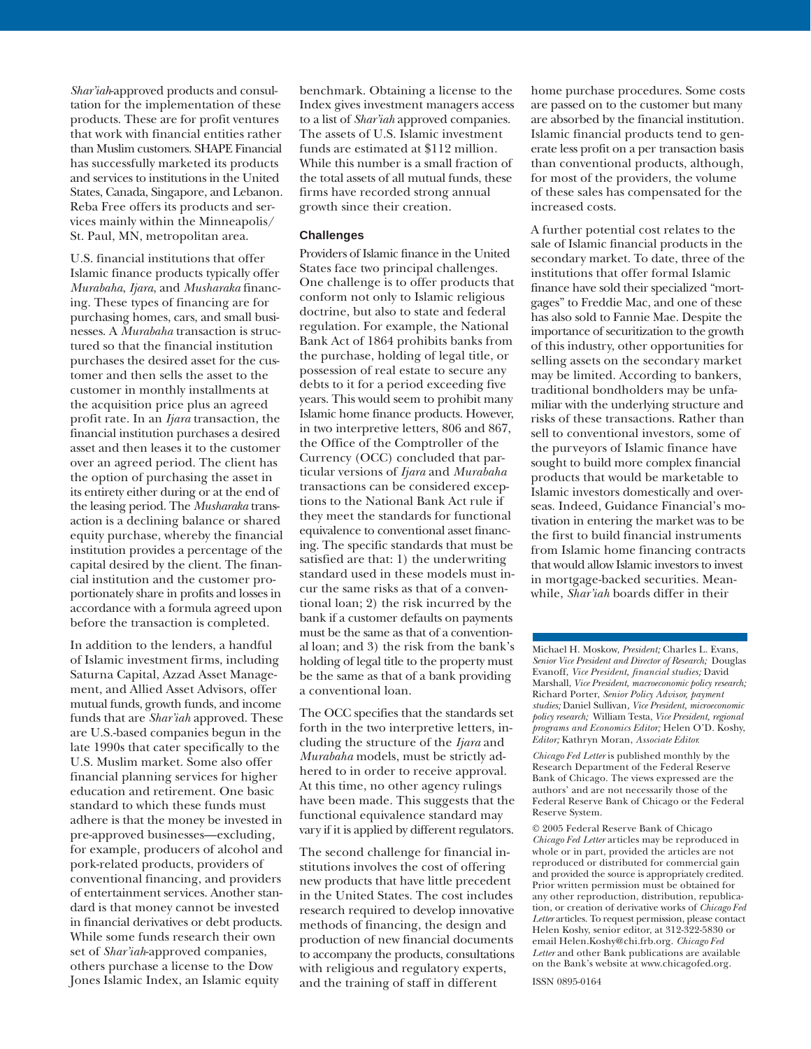*Shar'iah*-approved products and consultation for the implementation of these products. These are for profit ventures that work with financial entities rather than Muslim customers. SHAPE Financial has successfully marketed its products and services to institutions in the United States, Canada, Singapore, and Lebanon. Reba Free offers its products and services mainly within the Minneapolis/St. Paul, MN, metropolitan area.

U.S. financial institutions that offer Islamic finance products typically offer *Murabaha*, *Ijara*, and *Musharaka* financing. These types of financing are for purchasing homes, cars, and small businesses. A *Murabaha* transaction is structured so that the financial institution purchases the desired asset for the customer and then sells the asset to the customer in monthly installments at the acquisition price plus an agreed profit rate. In an *Ijara* transaction, the financial institution purchases a desired asset and then leases it to the customer over an agreed period. The client has the option of purchasing the asset in its entirety either during or at the end of the leasing period. The *Musharaka* transaction is a declining balance or shared equity purchase, whereby the financial institution provides a percentage of the capital desired by the client. The financial institution and the customer proportionately share in profits and losses in accordance with a formula agreed upon before the transaction is completed.

In addition to the lenders, a handful of Islamic investment firms, including Saturna Capital, Azzad Asset Management, and Allied Asset Advisors, offer mutual funds, growth funds, and income funds that are *Shar'iah* approved. These are U.S.-based companies begun in the late 1990s that cater specifically to the U.S. Muslim market. Some also offer financial planning services for higher education and retirement. One basic standard to which these funds must adhere is that the money be invested in pre-approved businesses—excluding, for example, producers of alcohol and pork-related products, providers of conventional financing, and providers of entertainment services. Another standard is that money cannot be invested in financial derivatives or debt products. While some funds research their own set of *Shar'iah*-approved companies, others purchase a license to the Dow Jones Islamic Index, an Islamic equity benchmark. Obtaining a license to the Index gives investment managers access to a list of *Shar'iah* approved companies. The assets of U.S. Islamic investment funds are estimated at $112 million. While this number is a small fraction of the total assets of all mutual funds, these firms have recorded strong annual growth since their creation.

## Challenges

Providers of Islamic finance in the United States face two principal challenges. One challenge is to offer products that conform not only to Islamic religious doctrine, but also to state and federal regulation. For example, the National Bank Act of 1864 prohibits banks from the purchase, holding of legal title, or possession of real estate to secure any debts to it for a period exceeding five years. This would seem to prohibit many Islamic home finance products. However, in two interpretive letters, 806 and 867, the Office of the Comptroller of the Currency (OCC) concluded that particular versions of *Ijara* and *Murabaha* transactions can be considered exceptions to the National Bank Act rule if they meet the standards for functional equivalence to conventional asset financing. The specific standards that must be satisfied are that: 1) the underwriting standard used in these models must incur the same risks as that of a conventional loan; 2) the risk incurred by the bank if a customer defaults on payments must be the same as that of a conventional loan; and 3) the risk from the bank's holding of legal title to the property must be the same as that of a bank providing a conventional loan.

The OCC specifies that the standards set forth in the two interpretive letters, including the structure of the *Ijara* and *Murabaha* models, must be strictly adhered to in order to receive approval. At this time, no other agency rulings have been made. This suggests that the functional equivalence standard may vary if it is applied by different regulators.

The second challenge for financial institutions involves the cost of offering new products that have little precedent in the United States. The cost includes research required to develop innovative methods of financing, the design and production of new financial documents to accompany the products, consultations with religious and regulatory experts, and the training of staff in different home purchase procedures. Some costs are passed on to the customer but many are absorbed by the financial institution. Islamic financial products tend to generate less profit on a per transaction basis than conventional products, although, for most of the providers, the volume of these sales has compensated for the increased costs.

A further potential cost relates to the sale of Islamic financial products in the secondary market. To date, three of the institutions that offer formal Islamic finance have sold their specialized "mortgages" to Freddie Mac, and one of these has also sold to Fannie Mae. Despite the importance of securitization to the growth of this industry, other opportunities for selling assets on the secondary market may be limited. According to bankers, traditional bondholders may be unfamiliar with the underlying structure and risks of these transactions. Rather than sell to conventional investors, some of the purveyors of Islamic finance have sought to build more complex financial products that would be marketable to Islamic investors domestically and overseas. Indeed, Guidance Financial's motivation in entering the market was to be the first to build financial instruments from Islamic home financing contracts that would allow Islamic investors to invest in mortgage-backed securities. Meanwhile, *Shar'iah* boards differ in their

---

Michael H. Moskow, *President;* Charles L. Evans, *Senior Vice President and Director of Research;* Douglas Evanoff, *Vice President, financial studies;* David Marshall, *Vice President, macroeconomic policy research;* Richard Porter, *Senior Policy Advisor, payment studies;* Daniel Sullivan, *Vice President, microeconomic policy research;* William Testa, *Vice President, regional programs and Economics Editor;* Helen O'D. Koshy, *Editor;* Kathryn Moran, *Associate Editor.*

*Chicago Fed Letter* is published monthly by the Research Department of the Federal Reserve Bank of Chicago. The views expressed are the authors' and are not necessarily those of the Federal Reserve Bank of Chicago or the Federal Reserve System.

© 2005 Federal Reserve Bank of Chicago
*Chicago Fed Letter* articles may be reproduced in whole or in part, provided the articles are not reproduced or distributed for commercial gain and provided the source is appropriately credited. Prior written permission must be obtained for any other reproduction, distribution, republication, or creation of derivative works of *Chicago Fed Letter* articles. To request permission, please contact Helen Koshy, senior editor, at 312-322-5830 or email Helen.Koshy@chi.frb.org. *Chicago Fed Letter* and other Bank publications are available on the Bank's website at www.chicagofed.org.

ISSN 0895-0164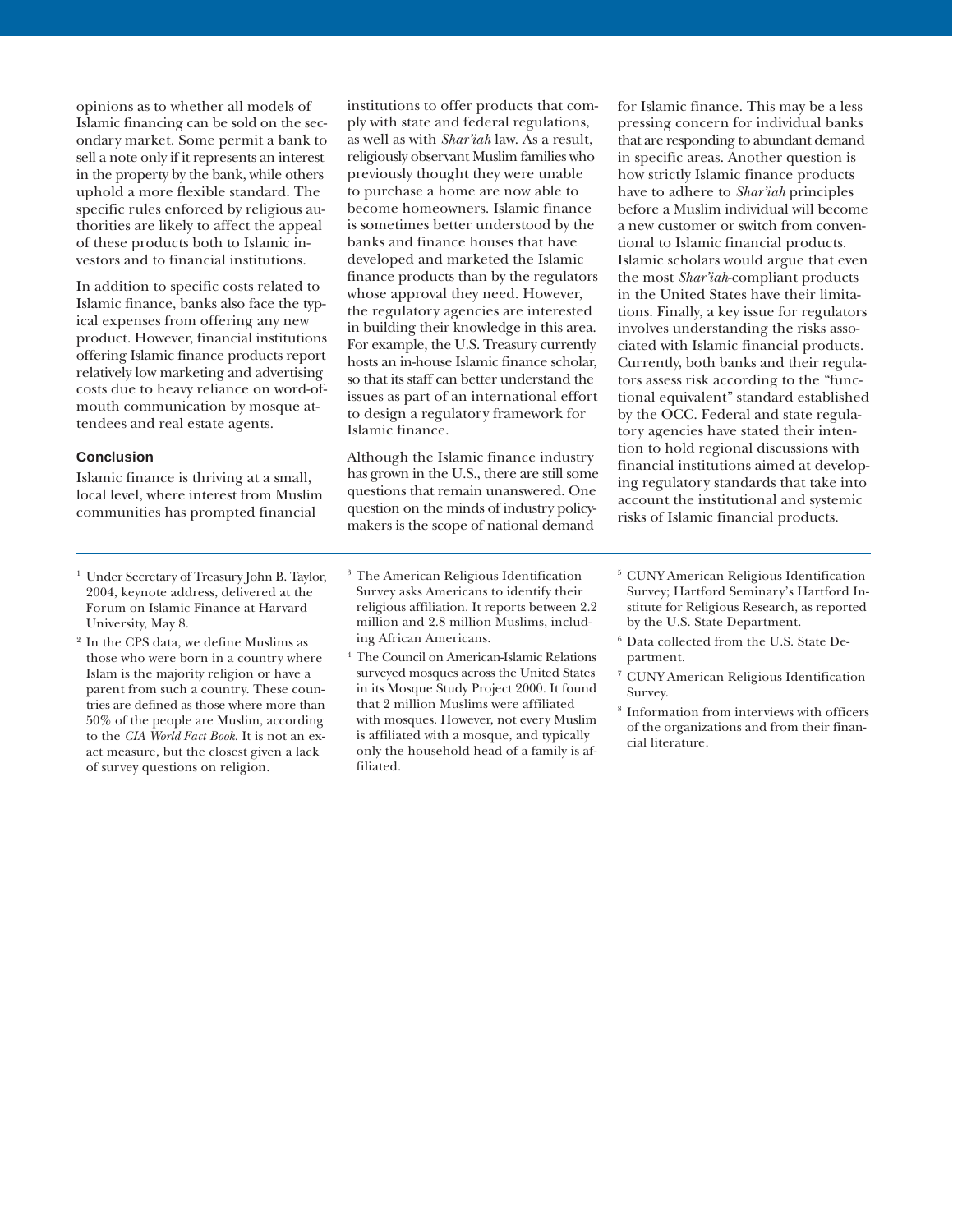opinions as to whether all models of Islamic financing can be sold on the secondary market. Some permit a bank to sell a note only if it represents an interest in the property by the bank, while others uphold a more flexible standard. The specific rules enforced by religious authorities are likely to affect the appeal of these products both to Islamic investors and to financial institutions.

In addition to specific costs related to Islamic finance, banks also face the typical expenses from offering any new product. However, financial institutions offering Islamic finance products report relatively low marketing and advertising costs due to heavy reliance on word-of-mouth communication by mosque attendees and real estate agents.

### Conclusion

Islamic finance is thriving at a small, local level, where interest from Muslim communities has prompted financial institutions to offer products that comply with state and federal regulations, as well as with *Shar'iah* law. As a result, religiously observant Muslim families who previously thought they were unable to purchase a home are now able to become homeowners. Islamic finance is sometimes better understood by the banks and finance houses that have developed and marketed the Islamic finance products than by the regulators whose approval they need. However, the regulatory agencies are interested in building their knowledge in this area. For example, the U.S. Treasury currently hosts an in-house Islamic finance scholar, so that its staff can better understand the issues as part of an international effort to design a regulatory framework for Islamic finance.

Although the Islamic finance industry has grown in the U.S., there are still some questions that remain unanswered. One question on the minds of industry policymakers is the scope of national demand for Islamic finance. This may be a less pressing concern for individual banks that are responding to abundant demand in specific areas. Another question is how strictly Islamic finance products have to adhere to *Shar'iah* principles before a Muslim individual will become a new customer or switch from conventional to Islamic financial products. Islamic scholars would argue that even the most *Shar'iah*-compliant products in the United States have their limitations. Finally, a key issue for regulators involves understanding the risks associated with Islamic financial products. Currently, both banks and their regulators assess risk according to the "functional equivalent" standard established by the OCC. Federal and state regulatory agencies have stated their intention to hold regional discussions with financial institutions aimed at developing regulatory standards that take into account the institutional and systemic risks of Islamic financial products.

---

[1] Under Secretary of Treasury John B. Taylor, 2004, keynote address, delivered at the Forum on Islamic Finance at Harvard University, May 8.

[2] In the CPS data, we define Muslims as those who were born in a country where Islam is the majority religion or have a parent from such a country. These countries are defined as those where more than 50% of the people are Muslim, according to the *CIA World Fact Book*. It is not an exact measure, but the closest given a lack of survey questions on religion.

[3] The American Religious Identification Survey asks Americans to identify their religious affiliation. It reports between 2.2 million and 2.8 million Muslims, including African Americans.

[4] The Council on American-Islamic Relations surveyed mosques across the United States in its Mosque Study Project 2000. It found that 2 million Muslims were affiliated with mosques. However, not every Muslim is affiliated with a mosque, and typically only the household head of a family is affiliated.

[5] CUNY American Religious Identification Survey; Hartford Seminary's Hartford Institute for Religious Research, as reported by the U.S. State Department.

[6] Data collected from the U.S. State Department.

[7] CUNY American Religious Identification Survey.

[8] Information from interviews with officers of the organizations and from their financial literature.